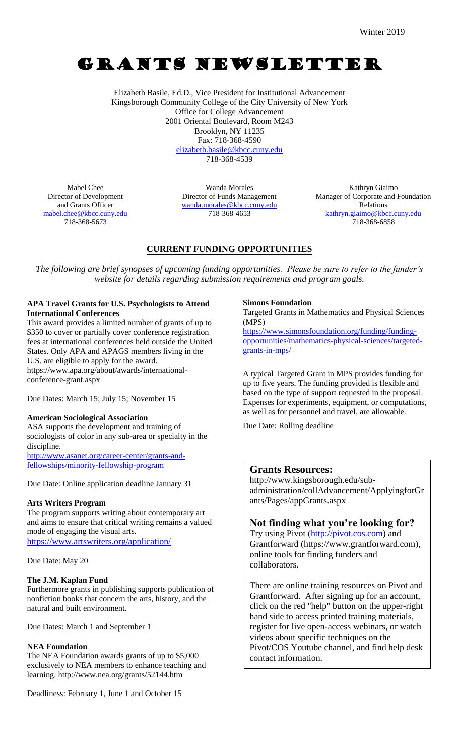Winter 2019

# GRANTS NEWSLETTER

Elizabeth Basile, Ed.D., Vice President for Institutional Advancement
Kingsborough Community College of the City University of New York
Office for College Advancement
2001 Oriental Boulevard, Room M243
Brooklyn, NY 11235
Fax: 718-368-4590
elizabeth.basile@kbcc.cuny.edu
718-368-4539

Mabel Chee
Director of Development and Grants Officer
mabel.chee@kbcc.cuny.edu
718-368-5673

Wanda Morales
Director of Funds Management
wanda.morales@kbcc.cuny.edu
718-368-4653

Kathryn Giaimo
Manager of Corporate and Foundation Relations
kathryn.giaimo@kbcc.cuny.edu
718-368-6858

## CURRENT FUNDING OPPORTUNITIES

*The following are brief synopses of upcoming funding opportunities. Please be sure to refer to the funder's website for details regarding submission requirements and program goals.*

**APA Travel Grants for U.S. Psychologists to Attend International Conferences**

This award provides a limited number of grants of up to $350 to cover or partially cover conference registration fees at international conferences held outside the United States. Only APA and APAGS members living in the U.S. are eligible to apply for the award.
https://www.apa.org/about/awards/international-conference-grant.aspx

Due Dates: March 15; July 15; November 15

**American Sociological Association**

ASA supports the development and training of sociologists of color in any sub-area or specialty in the discipline.
http://www.asanet.org/career-center/grants-and-fellowships/minority-fellowship-program

Due Date: Online application deadline January 31

**Arts Writers Program**

The program supports writing about contemporary art and aims to ensure that critical writing remains a valued mode of engaging the visual arts.
https://www.artswriters.org/application/

Due Date: May 20

**The J.M. Kaplan Fund**

Furthermore grants in publishing supports publication of nonfiction books that concern the arts, history, and the natural and built environment.

Due Dates: March 1 and September 1

**NEA Foundation**

The NEA Foundation awards grants of up to $5,000 exclusively to NEA members to enhance teaching and learning. http://www.nea.org/grants/52144.htm

Deadliness: February 1, June 1 and October 15

**Simons Foundation**

Targeted Grants in Mathematics and Physical Sciences (MPS)
https://www.simonsfoundation.org/funding/funding-opportunities/mathematics-physical-sciences/targeted-grants-in-mps/

A typical Targeted Grant in MPS provides funding for up to five years. The funding provided is flexible and based on the type of support requested in the proposal. Expenses for experiments, equipment, or computations, as well as for personnel and travel, are allowable.

Due Date: Rolling deadline

### Grants Resources:

http://www.kingsborough.edu/sub-administration/collAdvancement/ApplyingforGrants/Pages/appGrants.aspx

### Not finding what you're looking for?

Try using Pivot (http://pivot.cos.com) and Grantforward (https://www.grantforward.com), online tools for finding funders and collaborators.

There are online training resources on Pivot and Grantforward. After signing up for an account, click on the red "help" button on the upper-right hand side to access printed training materials, register for live open-access webinars, or watch videos about specific techniques on the Pivot/COS Youtube channel, and find help desk contact information.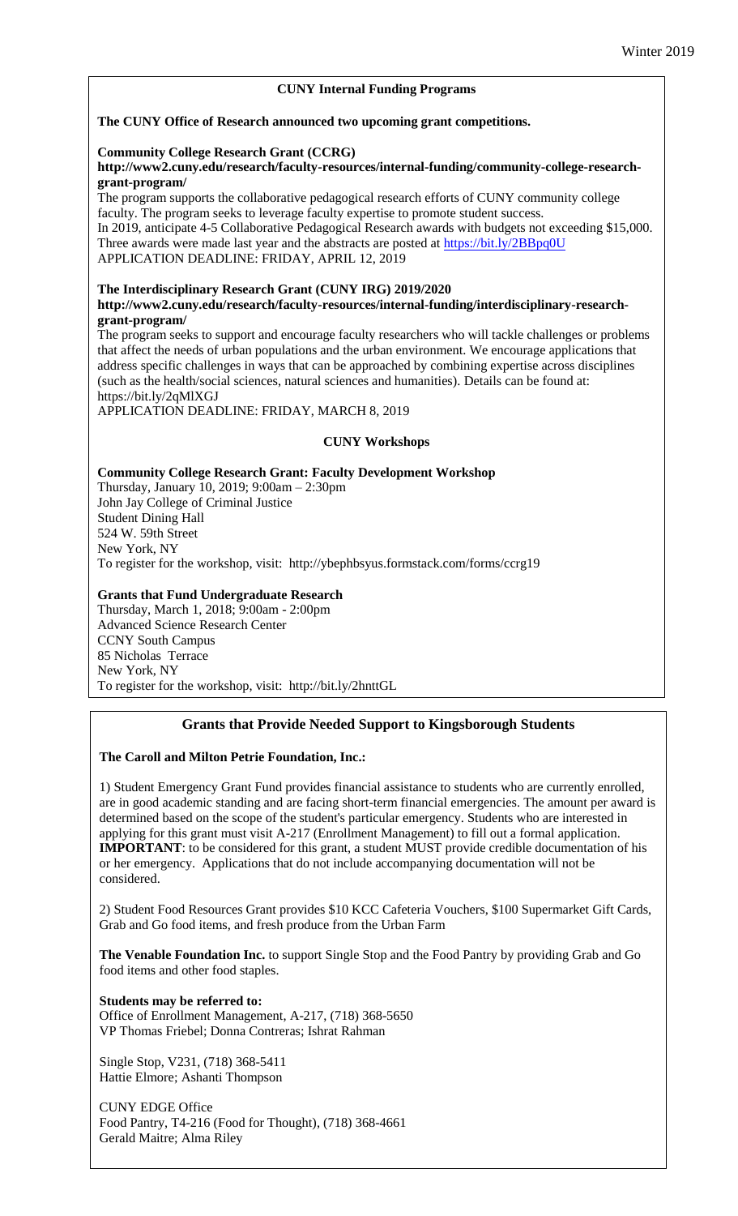## CUNY Internal Funding Programs

**The CUNY Office of Research announced two upcoming grant competitions.**

**Community College Research Grant (CCRG)**
**http://www2.cuny.edu/research/faculty-resources/internal-funding/community-college-research-grant-program/**

The program supports the collaborative pedagogical research efforts of CUNY community college faculty. The program seeks to leverage faculty expertise to promote student success.
In 2019, anticipate 4-5 Collaborative Pedagogical Research awards with budgets not exceeding $15,000. Three awards were made last year and the abstracts are posted at https://bit.ly/2BBpq0U
APPLICATION DEADLINE: FRIDAY, APRIL 12, 2019

**The Interdisciplinary Research Grant (CUNY IRG) 2019/2020**
**http://www2.cuny.edu/research/faculty-resources/internal-funding/interdisciplinary-research-grant-program/**

The program seeks to support and encourage faculty researchers who will tackle challenges or problems that affect the needs of urban populations and the urban environment. We encourage applications that address specific challenges in ways that can be approached by combining expertise across disciplines (such as the health/social sciences, natural sciences and humanities). Details can be found at: https://bit.ly/2qMlXGJ
APPLICATION DEADLINE: FRIDAY, MARCH 8, 2019

## CUNY Workshops

**Community College Research Grant: Faculty Development Workshop**
Thursday, January 10, 2019; 9:00am – 2:30pm
John Jay College of Criminal Justice
Student Dining Hall
524 W. 59th Street
New York, NY
To register for the workshop, visit: http://ybephbsyus.formstack.com/forms/ccrg19

**Grants that Fund Undergraduate Research**
Thursday, March 1, 2018; 9:00am - 2:00pm
Advanced Science Research Center
CCNY South Campus
85 Nicholas Terrace
New York, NY
To register for the workshop, visit: http://bit.ly/2hnttGL

## Grants that Provide Needed Support to Kingsborough Students

**The Caroll and Milton Petrie Foundation, Inc.:**

1) Student Emergency Grant Fund provides financial assistance to students who are currently enrolled, are in good academic standing and are facing short-term financial emergencies. The amount per award is determined based on the scope of the student's particular emergency. Students who are interested in applying for this grant must visit A-217 (Enrollment Management) to fill out a formal application. **IMPORTANT**: to be considered for this grant, a student MUST provide credible documentation of his or her emergency. Applications that do not include accompanying documentation will not be considered.

2) Student Food Resources Grant provides $10 KCC Cafeteria Vouchers, $100 Supermarket Gift Cards, Grab and Go food items, and fresh produce from the Urban Farm

**The Venable Foundation Inc.** to support Single Stop and the Food Pantry by providing Grab and Go food items and other food staples.

**Students may be referred to:**
Office of Enrollment Management, A-217, (718) 368-5650
VP Thomas Friebel; Donna Contreras; Ishrat Rahman

Single Stop, V231, (718) 368-5411
Hattie Elmore; Ashanti Thompson

CUNY EDGE Office
Food Pantry, T4-216 (Food for Thought), (718) 368-4661
Gerald Maitre; Alma Riley